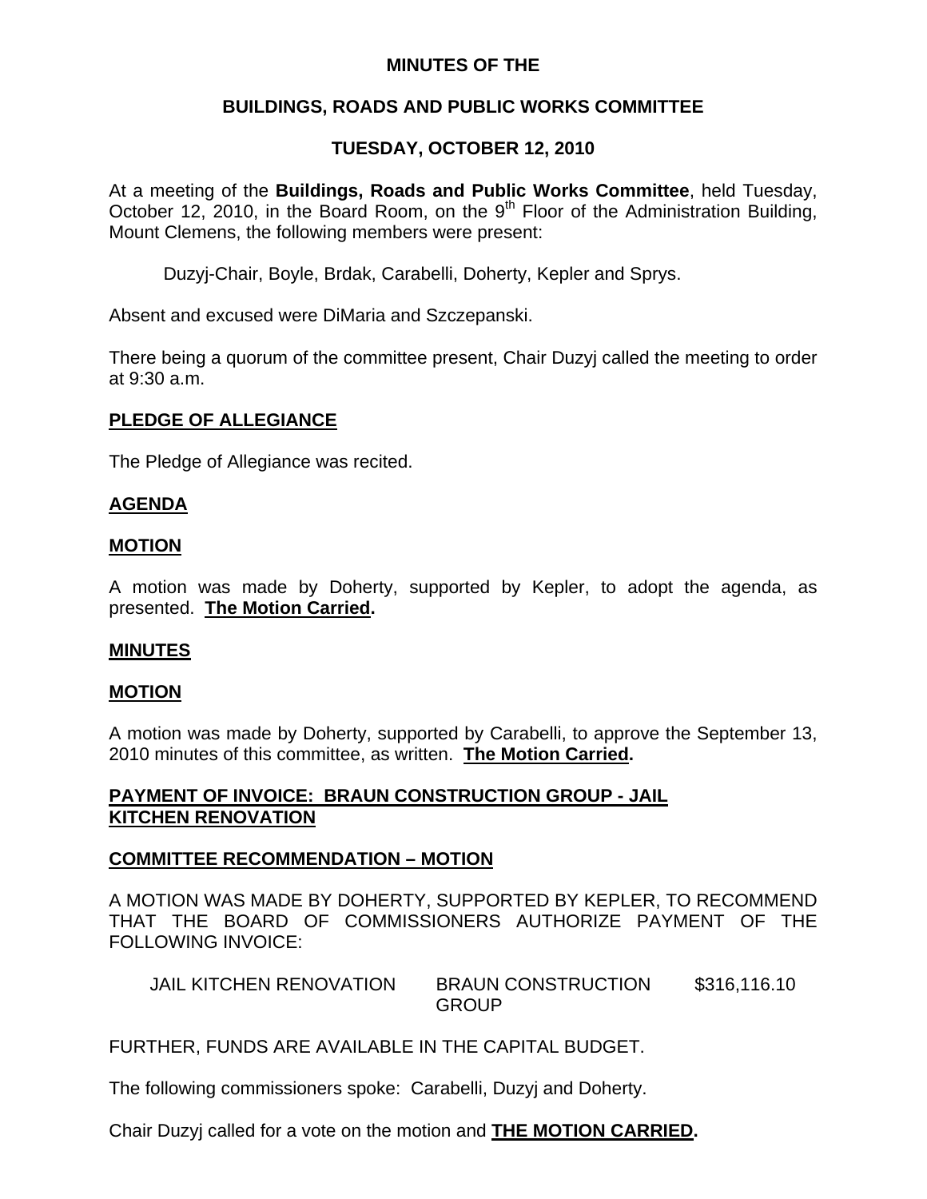# MINUTES OF THE

## BUILDINGS, ROADS AND PUBLIC WORKS COMMITTEE

## TUESDAY, OCTOBER 12, 2010

At a meeting of the **Buildings, Roads and Public Works Committee**, held Tuesday, October 12, 2010, in the Board Room, on the 9th Floor of the Administration Building, Mount Clemens, the following members were present:

Duzyj-Chair, Boyle, Brdak, Carabelli, Doherty, Kepler and Sprys.

Absent and excused were DiMaria and Szczepanski.

There being a quorum of the committee present, Chair Duzyj called the meeting to order at 9:30 a.m.

**PLEDGE OF ALLEGIANCE**

The Pledge of Allegiance was recited.

**AGENDA**

**MOTION**

A motion was made by Doherty, supported by Kepler, to adopt the agenda, as presented. **The Motion Carried.**

**MINUTES**

**MOTION**

A motion was made by Doherty, supported by Carabelli, to approve the September 13, 2010 minutes of this committee, as written. **The Motion Carried.**

**PAYMENT OF INVOICE: BRAUN CONSTRUCTION GROUP - JAIL KITCHEN RENOVATION**

**COMMITTEE RECOMMENDATION – MOTION**

A MOTION WAS MADE BY DOHERTY, SUPPORTED BY KEPLER, TO RECOMMEND THAT THE BOARD OF COMMISSIONERS AUTHORIZE PAYMENT OF THE FOLLOWING INVOICE:

| | | |
|---|---|---|
| JAIL KITCHEN RENOVATION | BRAUN CONSTRUCTION GROUP | $316,116.10 |

FURTHER, FUNDS ARE AVAILABLE IN THE CAPITAL BUDGET.

The following commissioners spoke: Carabelli, Duzyj and Doherty.

Chair Duzyj called for a vote on the motion and **THE MOTION CARRIED.**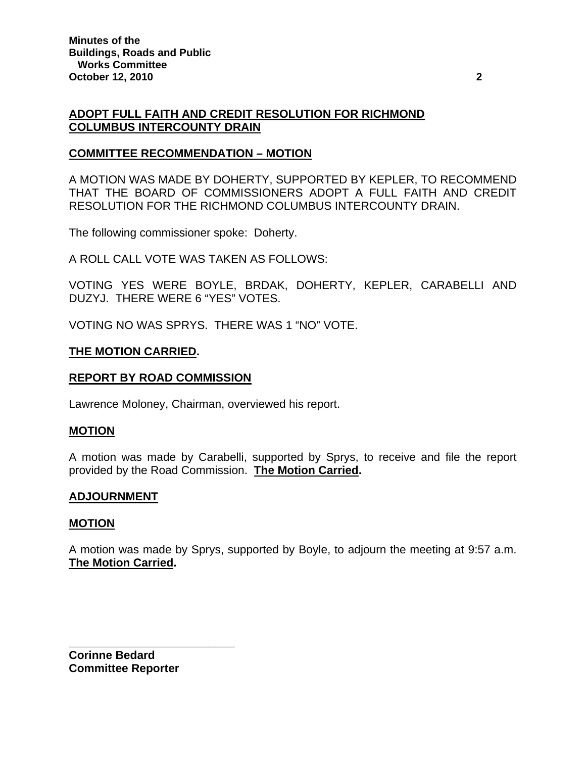## ADOPT FULL FAITH AND CREDIT RESOLUTION FOR RICHMOND COLUMBUS INTERCOUNTY DRAIN

### COMMITTEE RECOMMENDATION – MOTION

A MOTION WAS MADE BY DOHERTY, SUPPORTED BY KEPLER, TO RECOMMEND THAT THE BOARD OF COMMISSIONERS ADOPT A FULL FAITH AND CREDIT RESOLUTION FOR THE RICHMOND COLUMBUS INTERCOUNTY DRAIN.

The following commissioner spoke: Doherty.

A ROLL CALL VOTE WAS TAKEN AS FOLLOWS:

VOTING YES WERE BOYLE, BRDAK, DOHERTY, KEPLER, CARABELLI AND DUZYJ. THERE WERE 6 "YES" VOTES.

VOTING NO WAS SPRYS. THERE WAS 1 "NO" VOTE.

**THE MOTION CARRIED.**

## REPORT BY ROAD COMMISSION

Lawrence Moloney, Chairman, overviewed his report.

### MOTION

A motion was made by Carabelli, supported by Sprys, to receive and file the report provided by the Road Commission. **The Motion Carried.**

## ADJOURNMENT

### MOTION

A motion was made by Sprys, supported by Boyle, to adjourn the meeting at 9:57 a.m. **The Motion Carried.**

\_\_\_\_\_\_\_\_\_\_\_\_\_\_\_\_\_\_\_\_\_\_\_\_\_\_\_\_

**Corinne Bedard**
**Committee Reporter**